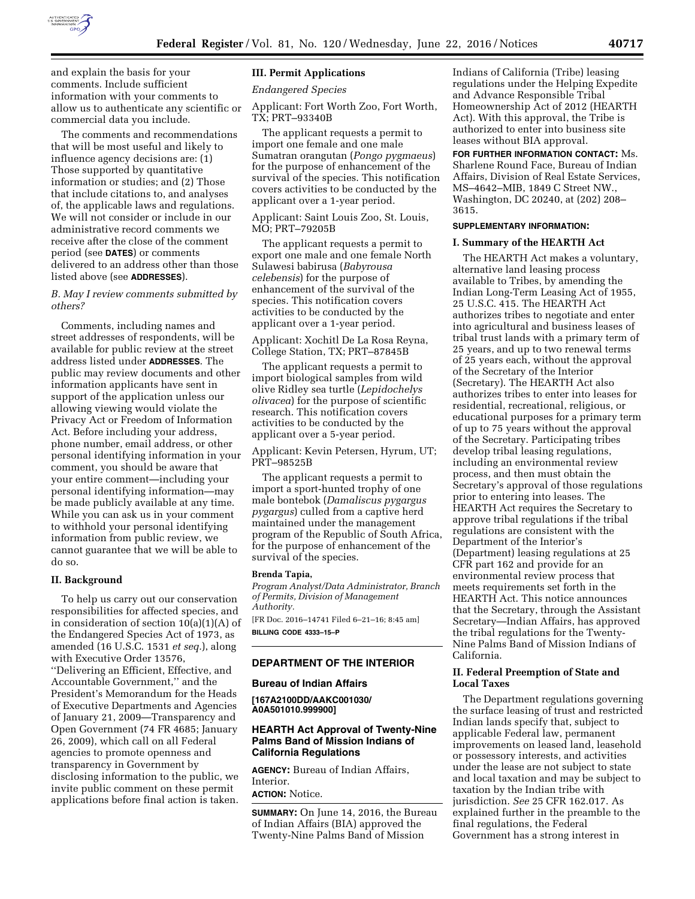and explain the basis for your comments. Include sufficient information with your comments to allow us to authenticate any scientific or commercial data you include.

The comments and recommendations that will be most useful and likely to influence agency decisions are: (1) Those supported by quantitative information or studies; and (2) Those that include citations to, and analyses of, the applicable laws and regulations. We will not consider or include in our administrative record comments we receive after the close of the comment period (see **DATES**) or comments delivered to an address other than those listed above (see **ADDRESSES**).

*B. May I review comments submitted by others?*

Comments, including names and street addresses of respondents, will be available for public review at the street address listed under **ADDRESSES**. The public may review documents and other information applicants have sent in support of the application unless our allowing viewing would violate the Privacy Act or Freedom of Information Act. Before including your address, phone number, email address, or other personal identifying information in your comment, you should be aware that your entire comment—including your personal identifying information—may be made publicly available at any time. While you can ask us in your comment to withhold your personal identifying information from public review, we cannot guarantee that we will be able to do so.

## II. Background

To help us carry out our conservation responsibilities for affected species, and in consideration of section 10(a)(1)(A) of the Endangered Species Act of 1973, as amended (16 U.S.C. 1531 *et seq.*), along with Executive Order 13576, ''Delivering an Efficient, Effective, and Accountable Government,'' and the President's Memorandum for the Heads of Executive Departments and Agencies of January 21, 2009—Transparency and Open Government (74 FR 4685; January 26, 2009), which call on all Federal agencies to promote openness and transparency in Government by disclosing information to the public, we invite public comment on these permit applications before final action is taken.

## III. Permit Applications

*Endangered Species*

Applicant: Fort Worth Zoo, Fort Worth, TX; PRT–93340B

The applicant requests a permit to import one female and one male Sumatran orangutan (*Pongo pygmaeus*) for the purpose of enhancement of the survival of the species. This notification covers activities to be conducted by the applicant over a 1-year period.

Applicant: Saint Louis Zoo, St. Louis, MO; PRT–79205B

The applicant requests a permit to export one male and one female North Sulawesi babirusa (*Babyrousa celebensis*) for the purpose of enhancement of the survival of the species. This notification covers activities to be conducted by the applicant over a 1-year period.

Applicant: Xochitl De La Rosa Reyna, College Station, TX; PRT–87845B

The applicant requests a permit to import biological samples from wild olive Ridley sea turtle (*Lepidochelys olivacea*) for the purpose of scientific research. This notification covers activities to be conducted by the applicant over a 5-year period.

Applicant: Kevin Petersen, Hyrum, UT; PRT–98525B

The applicant requests a permit to import a sport-hunted trophy of one male bontebok (*Damaliscus pygargus pygargus*) culled from a captive herd maintained under the management program of the Republic of South Africa, for the purpose of enhancement of the survival of the species.

**Brenda Tapia,**

*Program Analyst/Data Administrator, Branch of Permits, Division of Management Authority.*

[FR Doc. 2016–14741 Filed 6–21–16; 8:45 am]

**BILLING CODE 4333–15–P**

---

## DEPARTMENT OF THE INTERIOR

### Bureau of Indian Affairs

**[167A2100DD/AAKC001030/A0A501010.999900]**

### HEARTH Act Approval of Twenty-Nine Palms Band of Mission Indians of California Regulations

**AGENCY:** Bureau of Indian Affairs, Interior.

**ACTION:** Notice.

**SUMMARY:** On June 14, 2016, the Bureau of Indian Affairs (BIA) approved the Twenty-Nine Palms Band of Mission Indians of California (Tribe) leasing regulations under the Helping Expedite and Advance Responsible Tribal Homeownership Act of 2012 (HEARTH Act). With this approval, the Tribe is authorized to enter into business site leases without BIA approval.

**FOR FURTHER INFORMATION CONTACT:** Ms. Sharlene Round Face, Bureau of Indian Affairs, Division of Real Estate Services, MS–4642–MIB, 1849 C Street NW., Washington, DC 20240, at (202) 208–3615.

**SUPPLEMENTARY INFORMATION:**

## I. Summary of the HEARTH Act

The HEARTH Act makes a voluntary, alternative land leasing process available to Tribes, by amending the Indian Long-Term Leasing Act of 1955, 25 U.S.C. 415. The HEARTH Act authorizes tribes to negotiate and enter into agricultural and business leases of tribal trust lands with a primary term of 25 years, and up to two renewal terms of 25 years each, without the approval of the Secretary of the Interior (Secretary). The HEARTH Act also authorizes tribes to enter into leases for residential, recreational, religious, or educational purposes for a primary term of up to 75 years without the approval of the Secretary. Participating tribes develop tribal leasing regulations, including an environmental review process, and then must obtain the Secretary's approval of those regulations prior to entering into leases. The HEARTH Act requires the Secretary to approve tribal regulations if the tribal regulations are consistent with the Department of the Interior's (Department) leasing regulations at 25 CFR part 162 and provide for an environmental review process that meets requirements set forth in the HEARTH Act. This notice announces that the Secretary, through the Assistant Secretary—Indian Affairs, has approved the tribal regulations for the Twenty-Nine Palms Band of Mission Indians of California.

## II. Federal Preemption of State and Local Taxes

The Department regulations governing the surface leasing of trust and restricted Indian lands specify that, subject to applicable Federal law, permanent improvements on leased land, leasehold or possessory interests, and activities under the lease are not subject to state and local taxation and may be subject to taxation by the Indian tribe with jurisdiction. *See* 25 CFR 162.017. As explained further in the preamble to the final regulations, the Federal Government has a strong interest in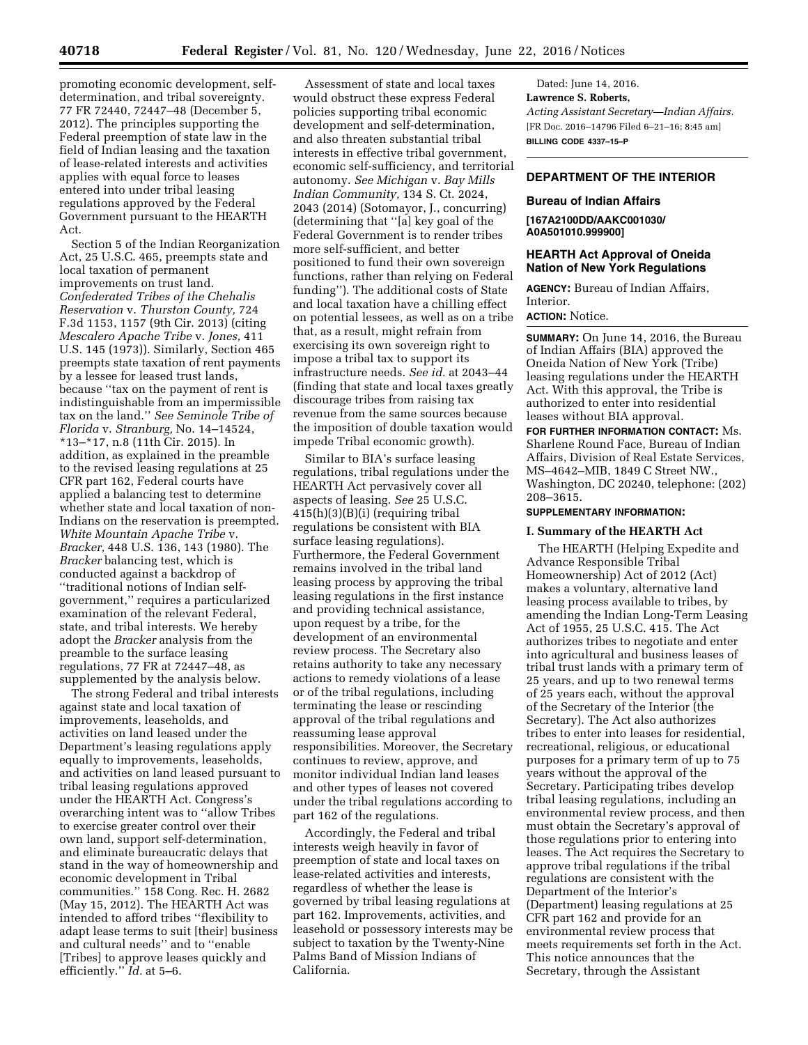promoting economic development, self-determination, and tribal sovereignty. 77 FR 72440, 72447–48 (December 5, 2012). The principles supporting the Federal preemption of state law in the field of Indian leasing and the taxation of lease-related interests and activities applies with equal force to leases entered into under tribal leasing regulations approved by the Federal Government pursuant to the HEARTH Act.

Section 5 of the Indian Reorganization Act, 25 U.S.C. 465, preempts state and local taxation of permanent improvements on trust land. *Confederated Tribes of the Chehalis Reservation* v. *Thurston County,* 724 F.3d 1153, 1157 (9th Cir. 2013) (citing *Mescalero Apache Tribe* v. *Jones,* 411 U.S. 145 (1973)). Similarly, Section 465 preempts state taxation of rent payments by a lessee for leased trust lands, because ''tax on the payment of rent is indistinguishable from an impermissible tax on the land.'' *See Seminole Tribe of Florida* v. *Stranburg,* No. 14–14524, *13–*17, n.8 (11th Cir. 2015). In addition, as explained in the preamble to the revised leasing regulations at 25 CFR part 162, Federal courts have applied a balancing test to determine whether state and local taxation of non-Indians on the reservation is preempted. *White Mountain Apache Tribe* v. *Bracker,* 448 U.S. 136, 143 (1980). The *Bracker* balancing test, which is conducted against a backdrop of ''traditional notions of Indian self-government,'' requires a particularized examination of the relevant Federal, state, and tribal interests. We hereby adopt the *Bracker* analysis from the preamble to the surface leasing regulations, 77 FR at 72447–48, as supplemented by the analysis below.

The strong Federal and tribal interests against state and local taxation of improvements, leaseholds, and activities on land leased under the Department's leasing regulations apply equally to improvements, leaseholds, and activities on land leased pursuant to tribal leasing regulations approved under the HEARTH Act. Congress's overarching intent was to ''allow Tribes to exercise greater control over their own land, support self-determination, and eliminate bureaucratic delays that stand in the way of homeownership and economic development in Tribal communities.'' 158 Cong. Rec. H. 2682 (May 15, 2012). The HEARTH Act was intended to afford tribes ''flexibility to adapt lease terms to suit [their] business and cultural needs'' and to ''enable [Tribes] to approve leases quickly and efficiently.'' *Id.* at 5–6.

Assessment of state and local taxes would obstruct these express Federal policies supporting tribal economic development and self-determination, and also threaten substantial tribal interests in effective tribal government, economic self-sufficiency, and territorial autonomy. *See Michigan* v. *Bay Mills Indian Community,* 134 S. Ct. 2024, 2043 (2014) (Sotomayor, J., concurring) (determining that ''[a] key goal of the Federal Government is to render tribes more self-sufficient, and better positioned to fund their own sovereign functions, rather than relying on Federal funding''). The additional costs of State and local taxation have a chilling effect on potential lessees, as well as on a tribe that, as a result, might refrain from exercising its own sovereign right to impose a tribal tax to support its infrastructure needs. *See id.* at 2043–44 (finding that state and local taxes greatly discourage tribes from raising tax revenue from the same sources because the imposition of double taxation would impede Tribal economic growth).

Similar to BIA's surface leasing regulations, tribal regulations under the HEARTH Act pervasively cover all aspects of leasing. *See* 25 U.S.C. 415(h)(3)(B)(i) (requiring tribal regulations be consistent with BIA surface leasing regulations). Furthermore, the Federal Government remains involved in the tribal land leasing process by approving the tribal leasing regulations in the first instance and providing technical assistance, upon request by a tribe, for the development of an environmental review process. The Secretary also retains authority to take any necessary actions to remedy violations of a lease or of the tribal regulations, including terminating the lease or rescinding approval of the tribal regulations and reassuming lease approval responsibilities. Moreover, the Secretary continues to review, approve, and monitor individual Indian land leases and other types of leases not covered under the tribal regulations according to part 162 of the regulations.

Accordingly, the Federal and tribal interests weigh heavily in favor of preemption of state and local taxes on lease-related activities and interests, regardless of whether the lease is governed by tribal leasing regulations at part 162. Improvements, activities, and leasehold or possessory interests may be subject to taxation by the Twenty-Nine Palms Band of Mission Indians of California.

Dated: June 14, 2016.

**Lawrence S. Roberts,**

*Acting Assistant Secretary—Indian Affairs.*

[FR Doc. 2016–14796 Filed 6–21–16; 8:45 am]

**BILLING CODE 4337–15–P**

---

## DEPARTMENT OF THE INTERIOR

### Bureau of Indian Affairs

**[167A2100DD/AAKC001030/ A0A501010.999900]**

## HEARTH Act Approval of Oneida Nation of New York Regulations

**AGENCY:** Bureau of Indian Affairs, Interior.

**ACTION:** Notice.

**SUMMARY:** On June 14, 2016, the Bureau of Indian Affairs (BIA) approved the Oneida Nation of New York (Tribe) leasing regulations under the HEARTH Act. With this approval, the Tribe is authorized to enter into residential leases without BIA approval.

**FOR FURTHER INFORMATION CONTACT:** Ms. Sharlene Round Face, Bureau of Indian Affairs, Division of Real Estate Services, MS–4642–MIB, 1849 C Street NW., Washington, DC 20240, telephone: (202) 208–3615.

**SUPPLEMENTARY INFORMATION:**

### I. Summary of the HEARTH Act

The HEARTH (Helping Expedite and Advance Responsible Tribal Homeownership) Act of 2012 (Act) makes a voluntary, alternative land leasing process available to tribes, by amending the Indian Long-Term Leasing Act of 1955, 25 U.S.C. 415. The Act authorizes tribes to negotiate and enter into agricultural and business leases of tribal trust lands with a primary term of 25 years, and up to two renewal terms of 25 years each, without the approval of the Secretary of the Interior (the Secretary). The Act also authorizes tribes to enter into leases for residential, recreational, religious, or educational purposes for a primary term of up to 75 years without the approval of the Secretary. Participating tribes develop tribal leasing regulations, including an environmental review process, and then must obtain the Secretary's approval of those regulations prior to entering into leases. The Act requires the Secretary to approve tribal regulations if the tribal regulations are consistent with the Department of the Interior's (Department) leasing regulations at 25 CFR part 162 and provide for an environmental review process that meets requirements set forth in the Act. This notice announces that the Secretary, through the Assistant